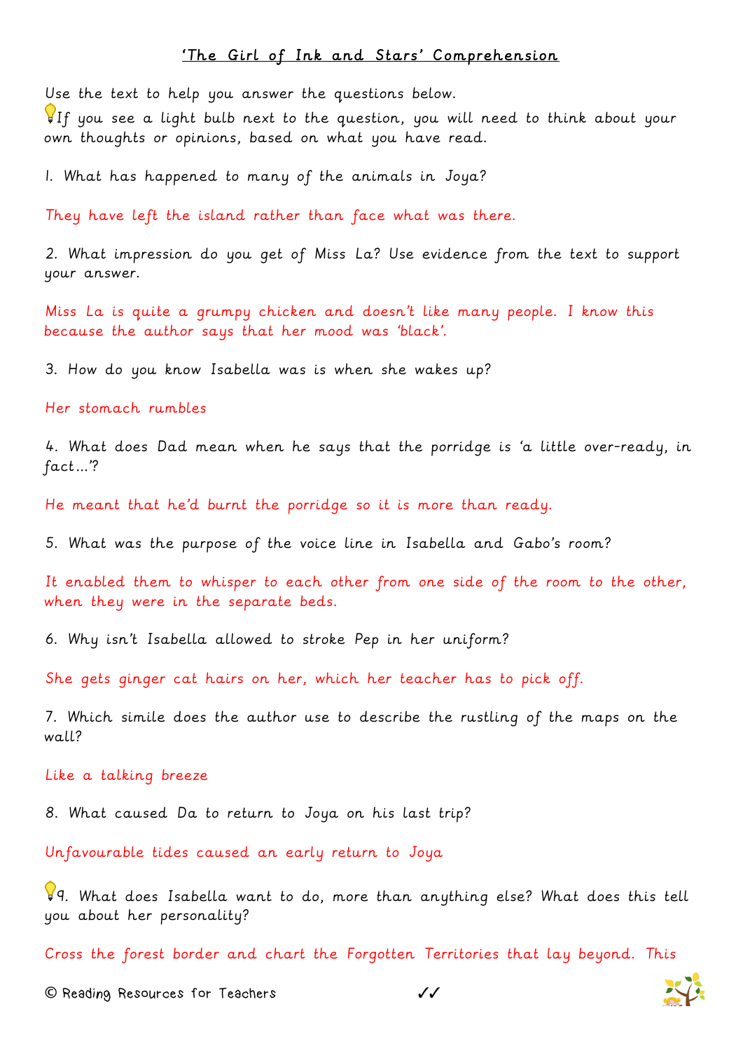## 'The Girl of Ink and Stars' Comprehension

Use the text to help you answer the questions below.

💡If you see a light bulb next to the question, you will need to think about your own thoughts or opinions, based on what you have read.

1. What has happened to many of the animals in Joya?

They have left the island rather than face what was there.

2. What impression do you get of Miss La? Use evidence from the text to support your answer.

Miss La is quite a grumpy chicken and doesn't like many people. I know this because the author says that her mood was 'black'.

3. How do you know Isabella was is when she wakes up?

Her stomach rumbles

4. What does Dad mean when he says that the porridge is 'a little over-ready, in fact…'?

He meant that he'd burnt the porridge so it is more than ready.

5. What was the purpose of the voice line in Isabella and Gabo's room?

It enabled them to whisper to each other from one side of the room to the other, when they were in the separate beds.

6. Why isn't Isabella allowed to stroke Pep in her uniform?

She gets ginger cat hairs on her, which her teacher has to pick off.

7. Which simile does the author use to describe the rustling of the maps on the wall?

Like a talking breeze

8. What caused Da to return to Joya on his last trip?

Unfavourable tides caused an early return to Joya

💡9. What does Isabella want to do, more than anything else? What does this tell you about her personality?

Cross the forest border and chart the Forgotten Territories that lay beyond. This

© Reading Resources for Teachers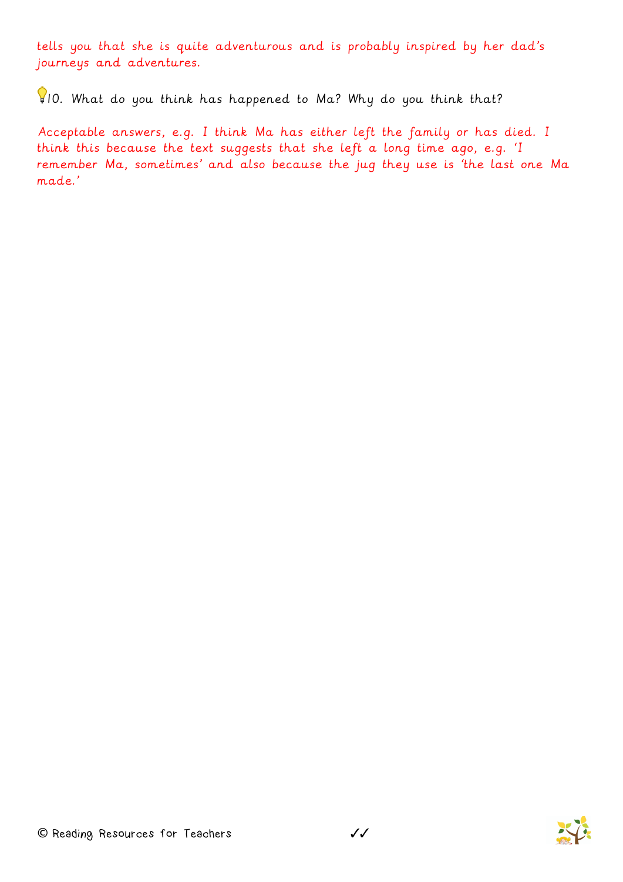tells you that she is quite adventurous and is probably inspired by her dad's journeys and adventures.

10. What do you think has happened to Ma? Why do you think that?

Acceptable answers, e.g. I think Ma has either left the family or has died. I think this because the text suggests that she left a long time ago, e.g. 'I remember Ma, sometimes' and also because the jug they use is 'the last one Ma made.'

✓✓